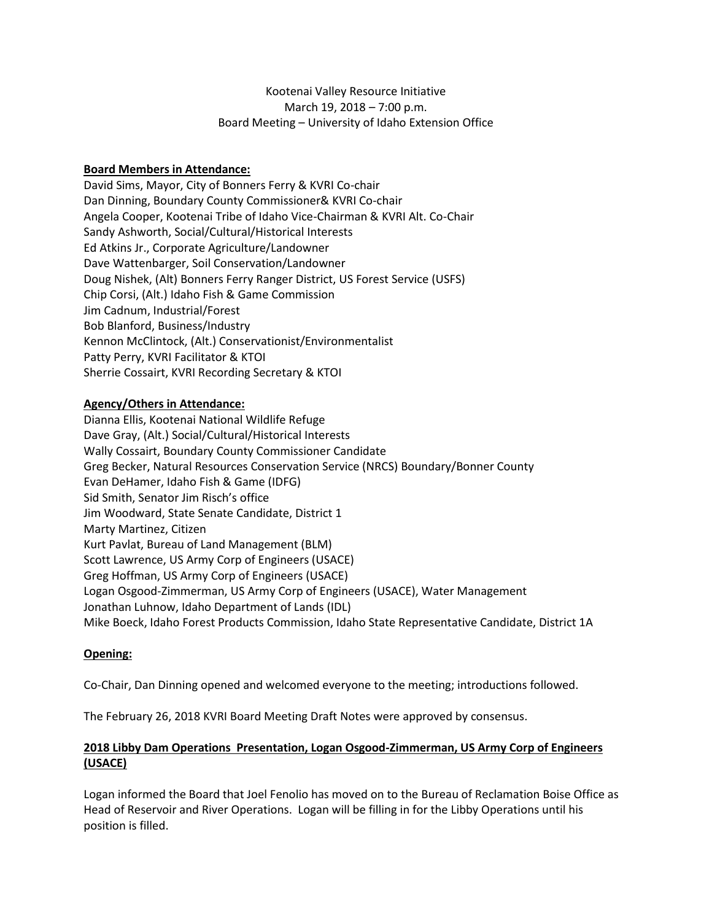Kootenai Valley Resource Initiative
March 19, 2018 – 7:00 p.m.
Board Meeting – University of Idaho Extension Office

**Board Members in Attendance:**

David Sims, Mayor, City of Bonners Ferry & KVRI Co-chair
Dan Dinning, Boundary County Commissioner& KVRI Co-chair
Angela Cooper, Kootenai Tribe of Idaho Vice-Chairman & KVRI Alt. Co-Chair
Sandy Ashworth, Social/Cultural/Historical Interests
Ed Atkins Jr., Corporate Agriculture/Landowner
Dave Wattenbarger, Soil Conservation/Landowner
Doug Nishek, (Alt) Bonners Ferry Ranger District, US Forest Service (USFS)
Chip Corsi, (Alt.) Idaho Fish & Game Commission
Jim Cadnum, Industrial/Forest
Bob Blanford, Business/Industry
Kennon McClintock, (Alt.) Conservationist/Environmentalist
Patty Perry, KVRI Facilitator & KTOI
Sherrie Cossairt, KVRI Recording Secretary & KTOI

**Agency/Others in Attendance:**

Dianna Ellis, Kootenai National Wildlife Refuge
Dave Gray, (Alt.) Social/Cultural/Historical Interests
Wally Cossairt, Boundary County Commissioner Candidate
Greg Becker, Natural Resources Conservation Service (NRCS) Boundary/Bonner County
Evan DeHamer, Idaho Fish & Game (IDFG)
Sid Smith, Senator Jim Risch's office
Jim Woodward, State Senate Candidate, District 1
Marty Martinez, Citizen
Kurt Pavlat, Bureau of Land Management (BLM)
Scott Lawrence, US Army Corp of Engineers (USACE)
Greg Hoffman, US Army Corp of Engineers (USACE)
Logan Osgood-Zimmerman, US Army Corp of Engineers (USACE), Water Management
Jonathan Luhnow, Idaho Department of Lands (IDL)
Mike Boeck, Idaho Forest Products Commission, Idaho State Representative Candidate, District 1A

**Opening:**

Co-Chair, Dan Dinning opened and welcomed everyone to the meeting; introductions followed.

The February 26, 2018 KVRI Board Meeting Draft Notes were approved by consensus.

**2018 Libby Dam Operations Presentation, Logan Osgood-Zimmerman, US Army Corp of Engineers (USACE)**

Logan informed the Board that Joel Fenolio has moved on to the Bureau of Reclamation Boise Office as Head of Reservoir and River Operations. Logan will be filling in for the Libby Operations until his position is filled.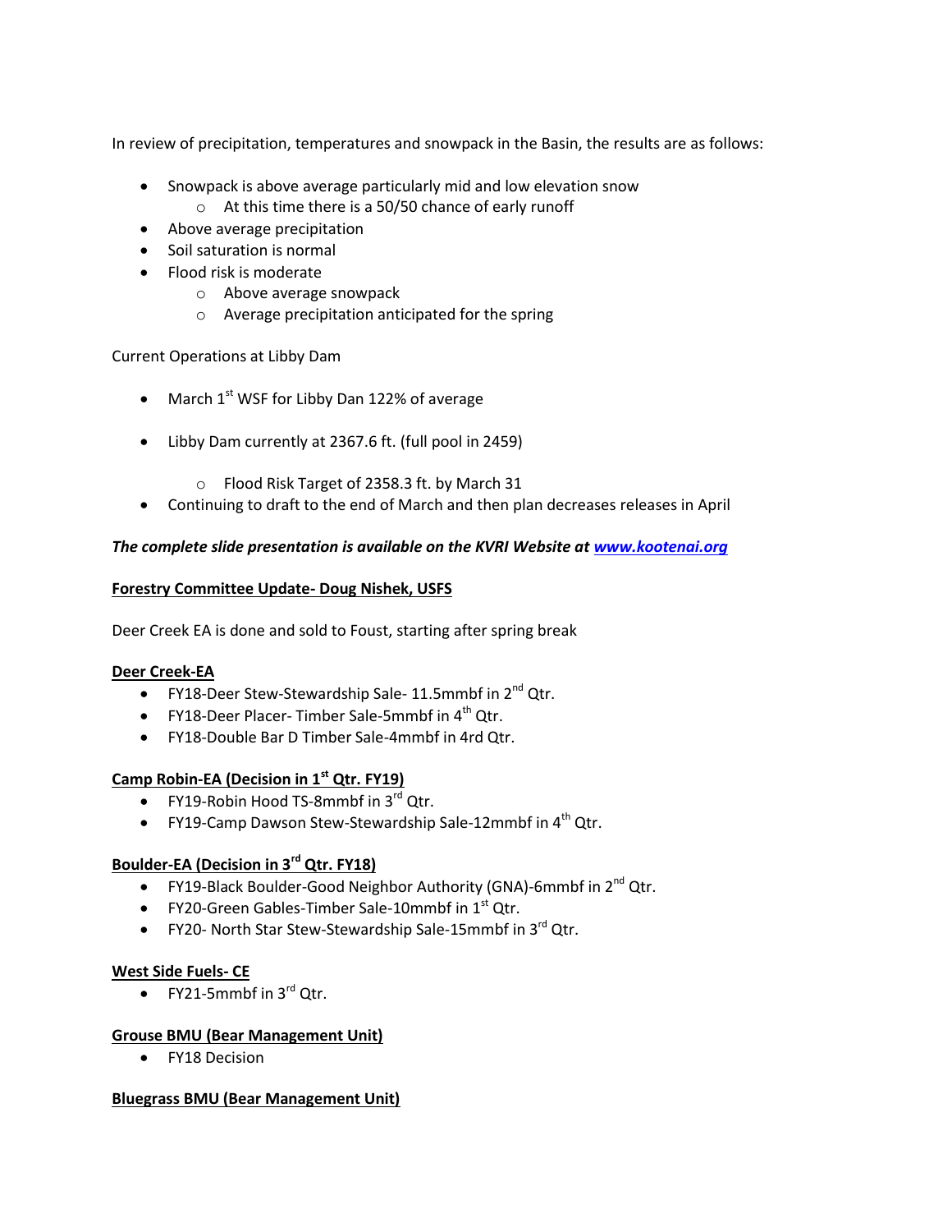In review of precipitation, temperatures and snowpack in the Basin, the results are as follows:

- Snowpack is above average particularly mid and low elevation snow
  - At this time there is a 50/50 chance of early runoff
- Above average precipitation
- Soil saturation is normal
- Flood risk is moderate
  - Above average snowpack
  - Average precipitation anticipated for the spring

Current Operations at Libby Dam

- March 1st WSF for Libby Dan 122% of average
- Libby Dam currently at 2367.6 ft. (full pool in 2459)
  - Flood Risk Target of 2358.3 ft. by March 31
- Continuing to draft to the end of March and then plan decreases releases in April

***The complete slide presentation is available on the KVRI Website at [www.kootenai.org](http://www.kootenai.org)***

**Forestry Committee Update- Doug Nishek, USFS**

Deer Creek EA is done and sold to Foust, starting after spring break

**Deer Creek-EA**

- FY18-Deer Stew-Stewardship Sale- 11.5mmbf in 2nd Qtr.
- FY18-Deer Placer- Timber Sale-5mmbf in 4th Qtr.
- FY18-Double Bar D Timber Sale-4mmbf in 4rd Qtr.

**Camp Robin-EA (Decision in 1st Qtr. FY19)**

- FY19-Robin Hood TS-8mmbf in 3rd Qtr.
- FY19-Camp Dawson Stew-Stewardship Sale-12mmbf in 4th Qtr.

**Boulder-EA (Decision in 3rd Qtr. FY18)**

- FY19-Black Boulder-Good Neighbor Authority (GNA)-6mmbf in 2nd Qtr.
- FY20-Green Gables-Timber Sale-10mmbf in 1st Qtr.
- FY20- North Star Stew-Stewardship Sale-15mmbf in 3rd Qtr.

**West Side Fuels- CE**

- FY21-5mmbf in 3rd Qtr.

**Grouse BMU (Bear Management Unit)**

- FY18 Decision

**Bluegrass BMU (Bear Management Unit)**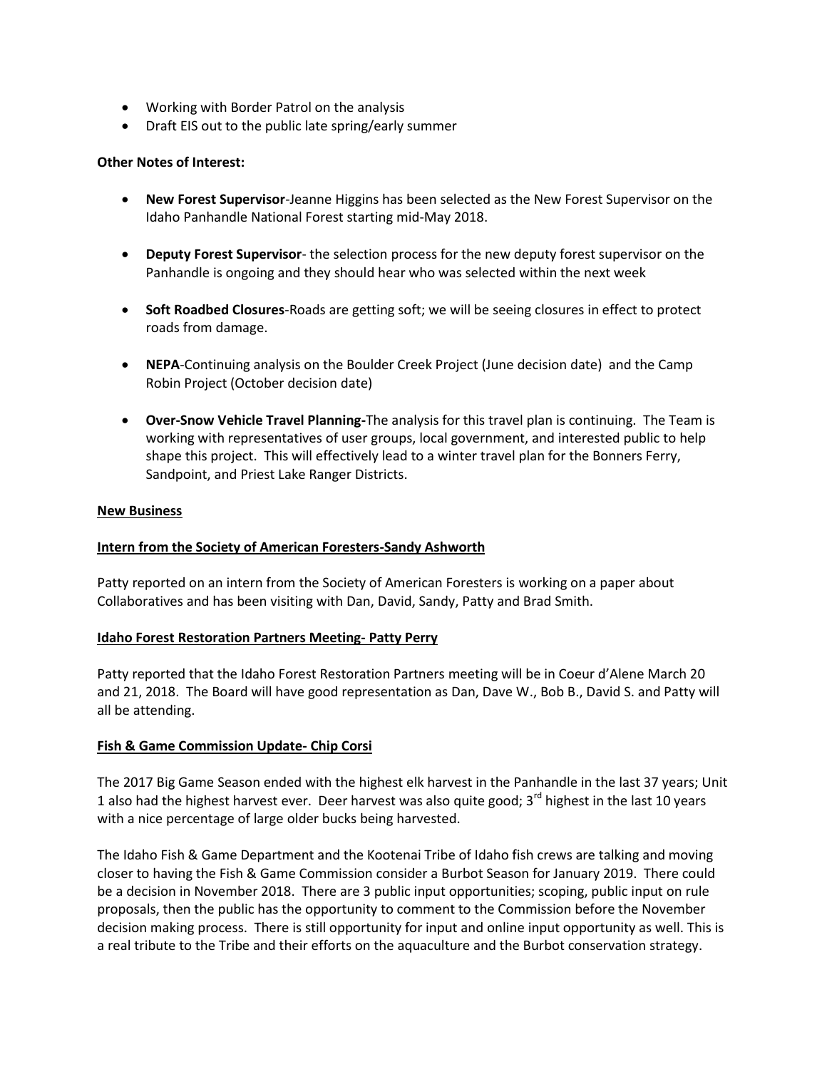- Working with Border Patrol on the analysis
- Draft EIS out to the public late spring/early summer

**Other Notes of Interest:**

- **New Forest Supervisor**-Jeanne Higgins has been selected as the New Forest Supervisor on the Idaho Panhandle National Forest starting mid-May 2018.

- **Deputy Forest Supervisor**- the selection process for the new deputy forest supervisor on the Panhandle is ongoing and they should hear who was selected within the next week

- **Soft Roadbed Closures**-Roads are getting soft; we will be seeing closures in effect to protect roads from damage.

- **NEPA**-Continuing analysis on the Boulder Creek Project (June decision date) and the Camp Robin Project (October decision date)

- **Over-Snow Vehicle Travel Planning-**The analysis for this travel plan is continuing. The Team is working with representatives of user groups, local government, and interested public to help shape this project. This will effectively lead to a winter travel plan for the Bonners Ferry, Sandpoint, and Priest Lake Ranger Districts.

**New Business**

**Intern from the Society of American Foresters-Sandy Ashworth**

Patty reported on an intern from the Society of American Foresters is working on a paper about Collaboratives and has been visiting with Dan, David, Sandy, Patty and Brad Smith.

**Idaho Forest Restoration Partners Meeting- Patty Perry**

Patty reported that the Idaho Forest Restoration Partners meeting will be in Coeur d'Alene March 20 and 21, 2018. The Board will have good representation as Dan, Dave W., Bob B., David S. and Patty will all be attending.

**Fish & Game Commission Update- Chip Corsi**

The 2017 Big Game Season ended with the highest elk harvest in the Panhandle in the last 37 years; Unit 1 also had the highest harvest ever. Deer harvest was also quite good; 3rd highest in the last 10 years with a nice percentage of large older bucks being harvested.

The Idaho Fish & Game Department and the Kootenai Tribe of Idaho fish crews are talking and moving closer to having the Fish & Game Commission consider a Burbot Season for January 2019. There could be a decision in November 2018. There are 3 public input opportunities; scoping, public input on rule proposals, then the public has the opportunity to comment to the Commission before the November decision making process. There is still opportunity for input and online input opportunity as well. This is a real tribute to the Tribe and their efforts on the aquaculture and the Burbot conservation strategy.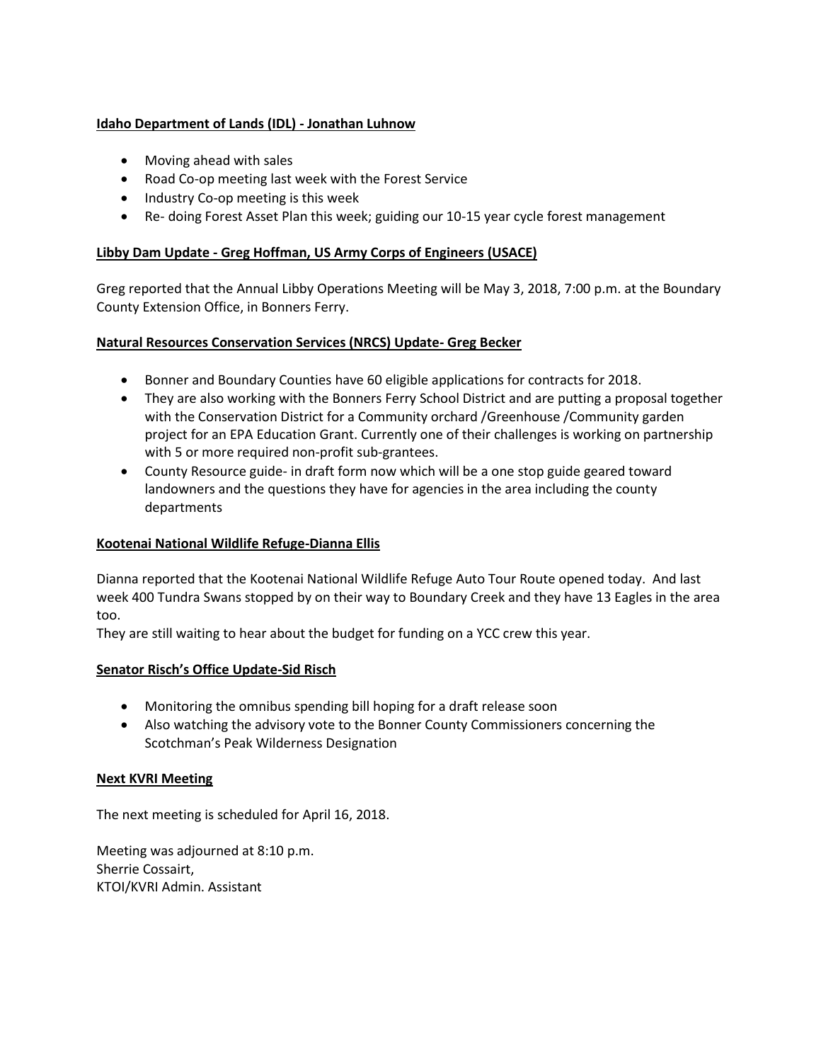**Idaho Department of Lands (IDL) - Jonathan Luhnow**

- Moving ahead with sales
- Road Co-op meeting last week with the Forest Service
- Industry Co-op meeting is this week
- Re- doing Forest Asset Plan this week; guiding our 10-15 year cycle forest management

**Libby Dam Update - Greg Hoffman, US Army Corps of Engineers (USACE)**

Greg reported that the Annual Libby Operations Meeting will be May 3, 2018, 7:00 p.m. at the Boundary County Extension Office, in Bonners Ferry.

**Natural Resources Conservation Services (NRCS) Update- Greg Becker**

- Bonner and Boundary Counties have 60 eligible applications for contracts for 2018.
- They are also working with the Bonners Ferry School District and are putting a proposal together with the Conservation District for a Community orchard /Greenhouse /Community garden project for an EPA Education Grant. Currently one of their challenges is working on partnership with 5 or more required non-profit sub-grantees.
- County Resource guide- in draft form now which will be a one stop guide geared toward landowners and the questions they have for agencies in the area including the county departments

**Kootenai National Wildlife Refuge-Dianna Ellis**

Dianna reported that the Kootenai National Wildlife Refuge Auto Tour Route opened today. And last week 400 Tundra Swans stopped by on their way to Boundary Creek and they have 13 Eagles in the area too.
They are still waiting to hear about the budget for funding on a YCC crew this year.

**Senator Risch's Office Update-Sid Risch**

- Monitoring the omnibus spending bill hoping for a draft release soon
- Also watching the advisory vote to the Bonner County Commissioners concerning the Scotchman's Peak Wilderness Designation

**Next KVRI Meeting**

The next meeting is scheduled for April 16, 2018.

Meeting was adjourned at 8:10 p.m.
Sherrie Cossairt,
KTOI/KVRI Admin. Assistant